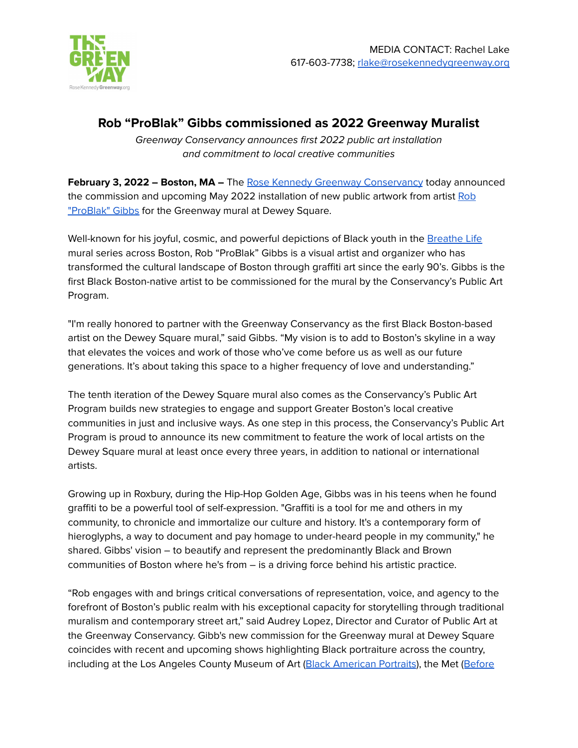MEDIA CONTACT: Rachel Lake
617-603-7738; rlake@rosekennedygreenway.org

# Rob "ProBlak" Gibbs commissioned as 2022 Greenway Muralist

*Greenway Conservancy announces first 2022 public art installation and commitment to local creative communities*

**February 3, 2022 – Boston, MA –** The Rose Kennedy Greenway Conservancy today announced the commission and upcoming May 2022 installation of new public artwork from artist Rob "ProBlak" Gibbs for the Greenway mural at Dewey Square.

Well-known for his joyful, cosmic, and powerful depictions of Black youth in the Breathe Life mural series across Boston, Rob "ProBlak" Gibbs is a visual artist and organizer who has transformed the cultural landscape of Boston through graffiti art since the early 90's. Gibbs is the first Black Boston-native artist to be commissioned for the mural by the Conservancy's Public Art Program.

"I'm really honored to partner with the Greenway Conservancy as the first Black Boston-based artist on the Dewey Square mural," said Gibbs. "My vision is to add to Boston's skyline in a way that elevates the voices and work of those who've come before us as well as our future generations. It's about taking this space to a higher frequency of love and understanding."

The tenth iteration of the Dewey Square mural also comes as the Conservancy's Public Art Program builds new strategies to engage and support Greater Boston's local creative communities in just and inclusive ways. As one step in this process, the Conservancy's Public Art Program is proud to announce its new commitment to feature the work of local artists on the Dewey Square mural at least once every three years, in addition to national or international artists.

Growing up in Roxbury, during the Hip-Hop Golden Age, Gibbs was in his teens when he found graffiti to be a powerful tool of self-expression. "Graffiti is a tool for me and others in my community, to chronicle and immortalize our culture and history. It's a contemporary form of hieroglyphs, a way to document and pay homage to under-heard people in my community," he shared. Gibbs' vision – to beautify and represent the predominantly Black and Brown communities of Boston where he's from – is a driving force behind his artistic practice.

"Rob engages with and brings critical conversations of representation, voice, and agency to the forefront of Boston's public realm with his exceptional capacity for storytelling through traditional muralism and contemporary street art," said Audrey Lopez, Director and Curator of Public Art at the Greenway Conservancy. Gibb's new commission for the Greenway mural at Dewey Square coincides with recent and upcoming shows highlighting Black portraiture across the country, including at the Los Angeles County Museum of Art (Black American Portraits), the Met (Before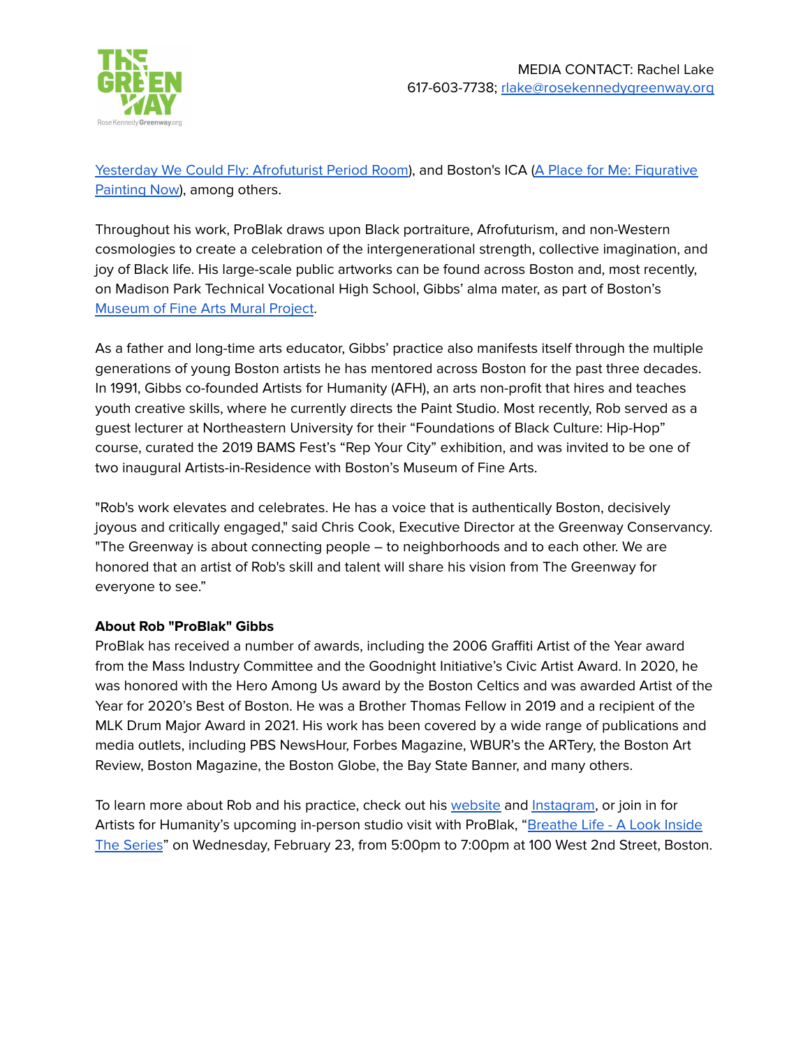Yesterday We Could Fly: Afrofuturist Period Room), and Boston's ICA (A Place for Me: Figurative Painting Now), among others.

Throughout his work, ProBlak draws upon Black portraiture, Afrofuturism, and non-Western cosmologies to create a celebration of the intergenerational strength, collective imagination, and joy of Black life. His large-scale public artworks can be found across Boston and, most recently, on Madison Park Technical Vocational High School, Gibbs' alma mater, as part of Boston's Museum of Fine Arts Mural Project.

As a father and long-time arts educator, Gibbs' practice also manifests itself through the multiple generations of young Boston artists he has mentored across Boston for the past three decades. In 1991, Gibbs co-founded Artists for Humanity (AFH), an arts non-profit that hires and teaches youth creative skills, where he currently directs the Paint Studio. Most recently, Rob served as a guest lecturer at Northeastern University for their "Foundations of Black Culture: Hip-Hop" course, curated the 2019 BAMS Fest's "Rep Your City" exhibition, and was invited to be one of two inaugural Artists-in-Residence with Boston's Museum of Fine Arts.

"Rob's work elevates and celebrates. He has a voice that is authentically Boston, decisively joyous and critically engaged," said Chris Cook, Executive Director at the Greenway Conservancy. "The Greenway is about connecting people – to neighborhoods and to each other. We are honored that an artist of Rob's skill and talent will share his vision from The Greenway for everyone to see."

**About Rob "ProBlak" Gibbs**

ProBlak has received a number of awards, including the 2006 Graffiti Artist of the Year award from the Mass Industry Committee and the Goodnight Initiative's Civic Artist Award. In 2020, he was honored with the Hero Among Us award by the Boston Celtics and was awarded Artist of the Year for 2020's Best of Boston. He was a Brother Thomas Fellow in 2019 and a recipient of the MLK Drum Major Award in 2021. His work has been covered by a wide range of publications and media outlets, including PBS NewsHour, Forbes Magazine, WBUR's the ARTery, the Boston Art Review, Boston Magazine, the Boston Globe, the Bay State Banner, and many others.

To learn more about Rob and his practice, check out his website and Instagram, or join in for Artists for Humanity's upcoming in-person studio visit with ProBlak, "Breathe Life - A Look Inside The Series" on Wednesday, February 23, from 5:00pm to 7:00pm at 100 West 2nd Street, Boston.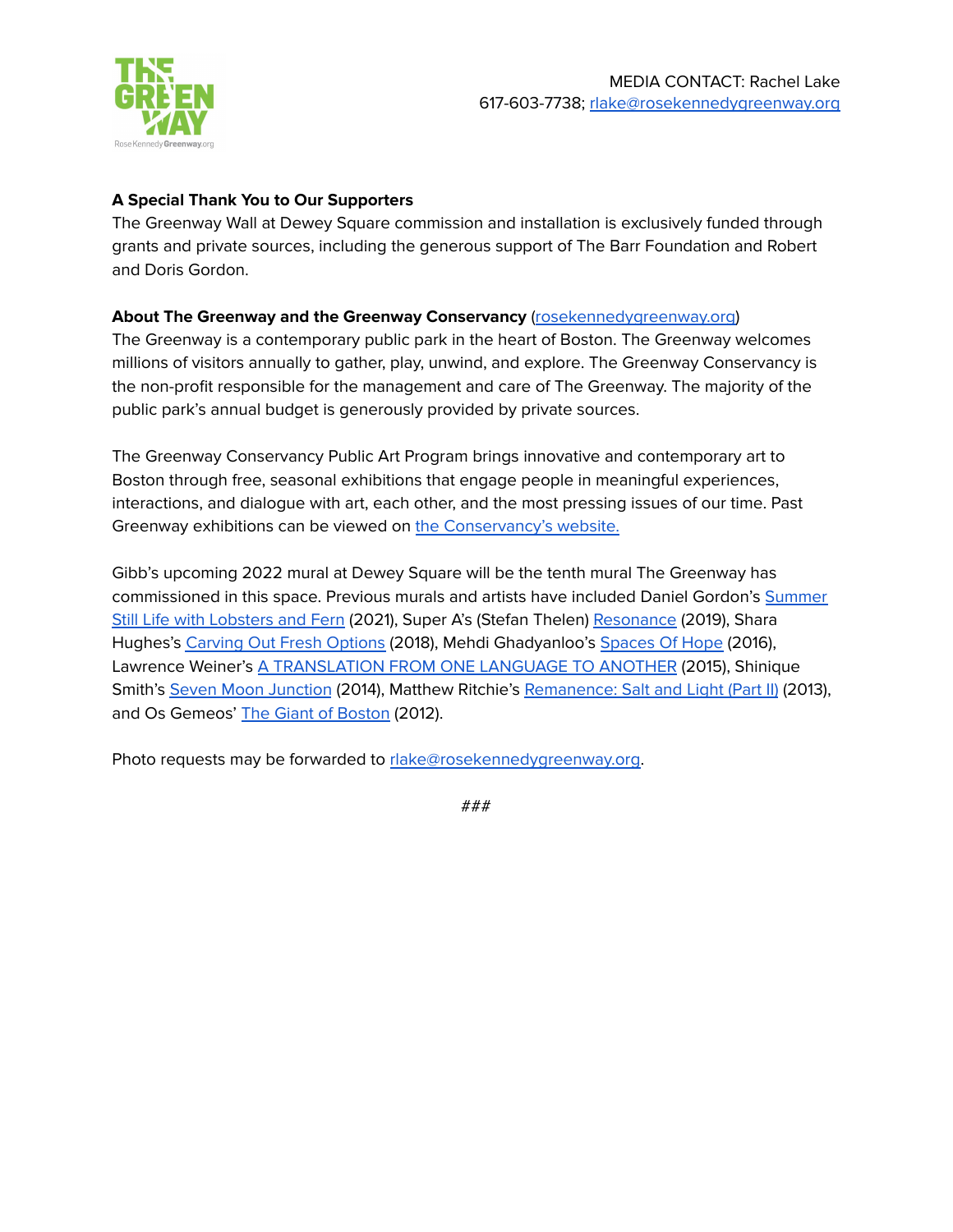MEDIA CONTACT: Rachel Lake
617-603-7738; rlake@rosekennedygreenway.org

**A Special Thank You to Our Supporters**

The Greenway Wall at Dewey Square commission and installation is exclusively funded through grants and private sources, including the generous support of The Barr Foundation and Robert and Doris Gordon.

**About The Greenway and the Greenway Conservancy** (rosekennedygreenway.org)

The Greenway is a contemporary public park in the heart of Boston. The Greenway welcomes millions of visitors annually to gather, play, unwind, and explore. The Greenway Conservancy is the non-profit responsible for the management and care of The Greenway. The majority of the public park's annual budget is generously provided by private sources.

The Greenway Conservancy Public Art Program brings innovative and contemporary art to Boston through free, seasonal exhibitions that engage people in meaningful experiences, interactions, and dialogue with art, each other, and the most pressing issues of our time. Past Greenway exhibitions can be viewed on the Conservancy's website.

Gibb's upcoming 2022 mural at Dewey Square will be the tenth mural The Greenway has commissioned in this space. Previous murals and artists have included Daniel Gordon's Summer Still Life with Lobsters and Fern (2021), Super A's (Stefan Thelen) Resonance (2019), Shara Hughes's Carving Out Fresh Options (2018), Mehdi Ghadyanloo's Spaces Of Hope (2016), Lawrence Weiner's A TRANSLATION FROM ONE LANGUAGE TO ANOTHER (2015), Shinique Smith's Seven Moon Junction (2014), Matthew Ritchie's Remanence: Salt and Light (Part II) (2013), and Os Gemeos' The Giant of Boston (2012).

Photo requests may be forwarded to rlake@rosekennedygreenway.org.

###